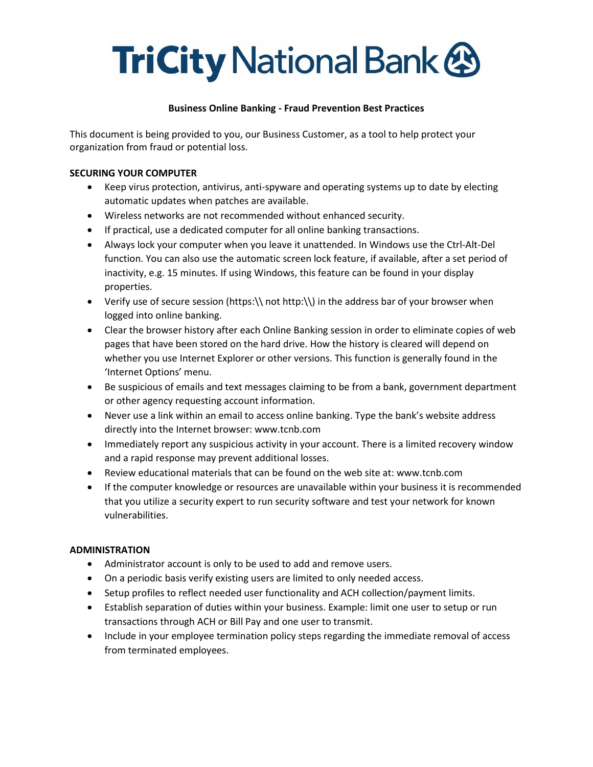# TriCity National Bank

## Business Online Banking - Fraud Prevention Best Practices

This document is being provided to you, our Business Customer, as a tool to help protect your organization from fraud or potential loss.

### SECURING YOUR COMPUTER

- Keep virus protection, antivirus, anti-spyware and operating systems up to date by electing automatic updates when patches are available.
- Wireless networks are not recommended without enhanced security.
- If practical, use a dedicated computer for all online banking transactions.
- Always lock your computer when you leave it unattended. In Windows use the Ctrl-Alt-Del function. You can also use the automatic screen lock feature, if available, after a set period of inactivity, e.g. 15 minutes. If using Windows, this feature can be found in your display properties.
- Verify use of secure session (https:\\ not http:\\) in the address bar of your browser when logged into online banking.
- Clear the browser history after each Online Banking session in order to eliminate copies of web pages that have been stored on the hard drive. How the history is cleared will depend on whether you use Internet Explorer or other versions. This function is generally found in the 'Internet Options' menu.
- Be suspicious of emails and text messages claiming to be from a bank, government department or other agency requesting account information.
- Never use a link within an email to access online banking. Type the bank's website address directly into the Internet browser: www.tcnb.com
- Immediately report any suspicious activity in your account. There is a limited recovery window and a rapid response may prevent additional losses.
- Review educational materials that can be found on the web site at: www.tcnb.com
- If the computer knowledge or resources are unavailable within your business it is recommended that you utilize a security expert to run security software and test your network for known vulnerabilities.

### ADMINISTRATION

- Administrator account is only to be used to add and remove users.
- On a periodic basis verify existing users are limited to only needed access.
- Setup profiles to reflect needed user functionality and ACH collection/payment limits.
- Establish separation of duties within your business. Example: limit one user to setup or run transactions through ACH or Bill Pay and one user to transmit.
- Include in your employee termination policy steps regarding the immediate removal of access from terminated employees.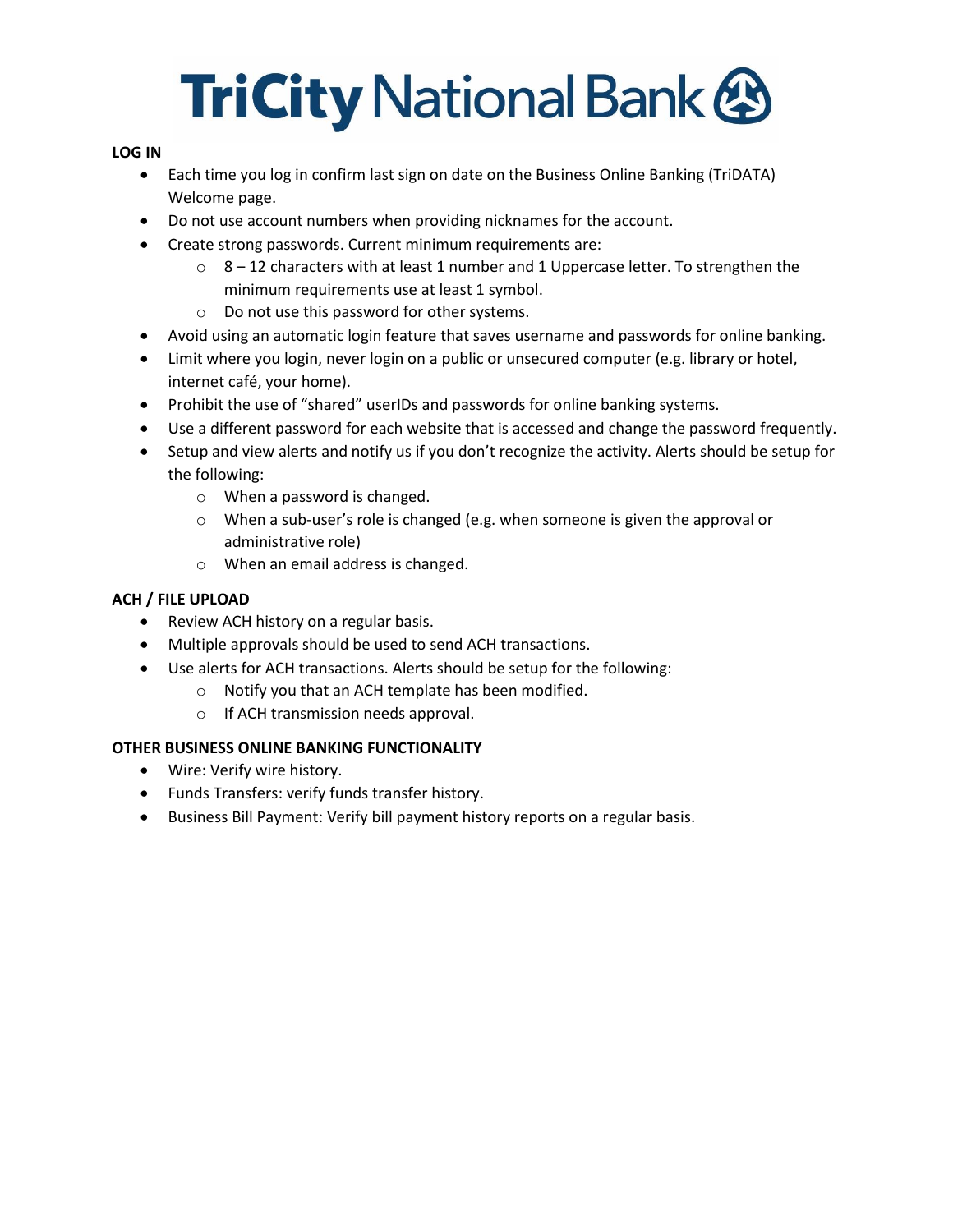# TriCity National Bank

**LOG IN**

- Each time you log in confirm last sign on date on the Business Online Banking (TriDATA) Welcome page.
- Do not use account numbers when providing nicknames for the account.
- Create strong passwords. Current minimum requirements are:
  - 8 – 12 characters with at least 1 number and 1 Uppercase letter. To strengthen the minimum requirements use at least 1 symbol.
  - Do not use this password for other systems.
- Avoid using an automatic login feature that saves username and passwords for online banking.
- Limit where you login, never login on a public or unsecured computer (e.g. library or hotel, internet café, your home).
- Prohibit the use of "shared" userIDs and passwords for online banking systems.
- Use a different password for each website that is accessed and change the password frequently.
- Setup and view alerts and notify us if you don't recognize the activity. Alerts should be setup for the following:
  - When a password is changed.
  - When a sub-user's role is changed (e.g. when someone is given the approval or administrative role)
  - When an email address is changed.

**ACH / FILE UPLOAD**

- Review ACH history on a regular basis.
- Multiple approvals should be used to send ACH transactions.
- Use alerts for ACH transactions. Alerts should be setup for the following:
  - Notify you that an ACH template has been modified.
  - If ACH transmission needs approval.

**OTHER BUSINESS ONLINE BANKING FUNCTIONALITY**

- Wire: Verify wire history.
- Funds Transfers: verify funds transfer history.
- Business Bill Payment: Verify bill payment history reports on a regular basis.